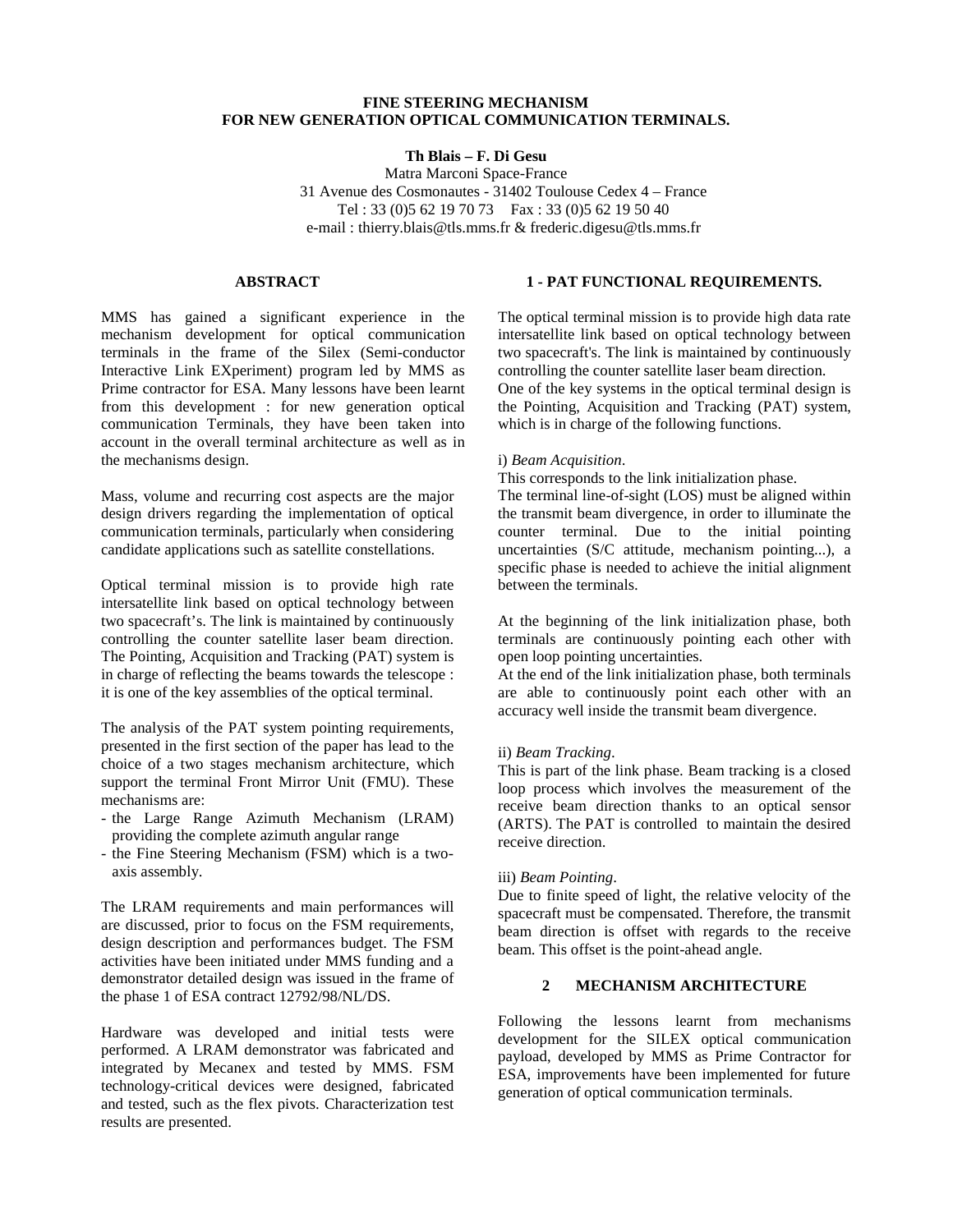# FINE STEERING MECHANISM FOR NEW GENERATION OPTICAL COMMUNICATION TERMINALS.

**Th Blais – F. Di Gesu**

Matra Marconi Space-France
31 Avenue des Cosmonautes - 31402 Toulouse Cedex 4 – France
Tel : 33 (0)5 62 19 70 73 Fax : 33 (0)5 62 19 50 40
e-mail : thierry.blais@tls.mms.fr & frederic.digesu@tls.mms.fr

## ABSTRACT

MMS has gained a significant experience in the mechanism development for optical communication terminals in the frame of the Silex (Semi-conductor Interactive Link EXperiment) program led by MMS as Prime contractor for ESA. Many lessons have been learnt from this development : for new generation optical communication Terminals, they have been taken into account in the overall terminal architecture as well as in the mechanisms design.

Mass, volume and recurring cost aspects are the major design drivers regarding the implementation of optical communication terminals, particularly when considering candidate applications such as satellite constellations.

Optical terminal mission is to provide high rate intersatellite link based on optical technology between two spacecraft's. The link is maintained by continuously controlling the counter satellite laser beam direction. The Pointing, Acquisition and Tracking (PAT) system is in charge of reflecting the beams towards the telescope : it is one of the key assemblies of the optical terminal.

The analysis of the PAT system pointing requirements, presented in the first section of the paper has lead to the choice of a two stages mechanism architecture, which support the terminal Front Mirror Unit (FMU). These mechanisms are:

- the Large Range Azimuth Mechanism (LRAM) providing the complete azimuth angular range
- the Fine Steering Mechanism (FSM) which is a two-axis assembly.

The LRAM requirements and main performances will are discussed, prior to focus on the FSM requirements, design description and performances budget. The FSM activities have been initiated under MMS funding and a demonstrator detailed design was issued in the frame of the phase 1 of ESA contract 12792/98/NL/DS.

Hardware was developed and initial tests were performed. A LRAM demonstrator was fabricated and integrated by Mecanex and tested by MMS. FSM technology-critical devices were designed, fabricated and tested, such as the flex pivots. Characterization test results are presented.

## 1 - PAT FUNCTIONAL REQUIREMENTS.

The optical terminal mission is to provide high data rate intersatellite link based on optical technology between two spacecraft's. The link is maintained by continuously controlling the counter satellite laser beam direction.
One of the key systems in the optical terminal design is the Pointing, Acquisition and Tracking (PAT) system, which is in charge of the following functions.

i) *Beam Acquisition*.
This corresponds to the link initialization phase.
The terminal line-of-sight (LOS) must be aligned within the transmit beam divergence, in order to illuminate the counter terminal. Due to the initial pointing uncertainties (S/C attitude, mechanism pointing...), a specific phase is needed to achieve the initial alignment between the terminals.

At the beginning of the link initialization phase, both terminals are continuously pointing each other with open loop pointing uncertainties.
At the end of the link initialization phase, both terminals are able to continuously point each other with an accuracy well inside the transmit beam divergence.

ii) *Beam Tracking*.
This is part of the link phase. Beam tracking is a closed loop process which involves the measurement of the receive beam direction thanks to an optical sensor (ARTS). The PAT is controlled to maintain the desired receive direction.

iii) *Beam Pointing*.
Due to finite speed of light, the relative velocity of the spacecraft must be compensated. Therefore, the transmit beam direction is offset with regards to the receive beam. This offset is the point-ahead angle.

## 2 MECHANISM ARCHITECTURE

Following the lessons learnt from mechanisms development for the SILEX optical communication payload, developed by MMS as Prime Contractor for ESA, improvements have been implemented for future generation of optical communication terminals.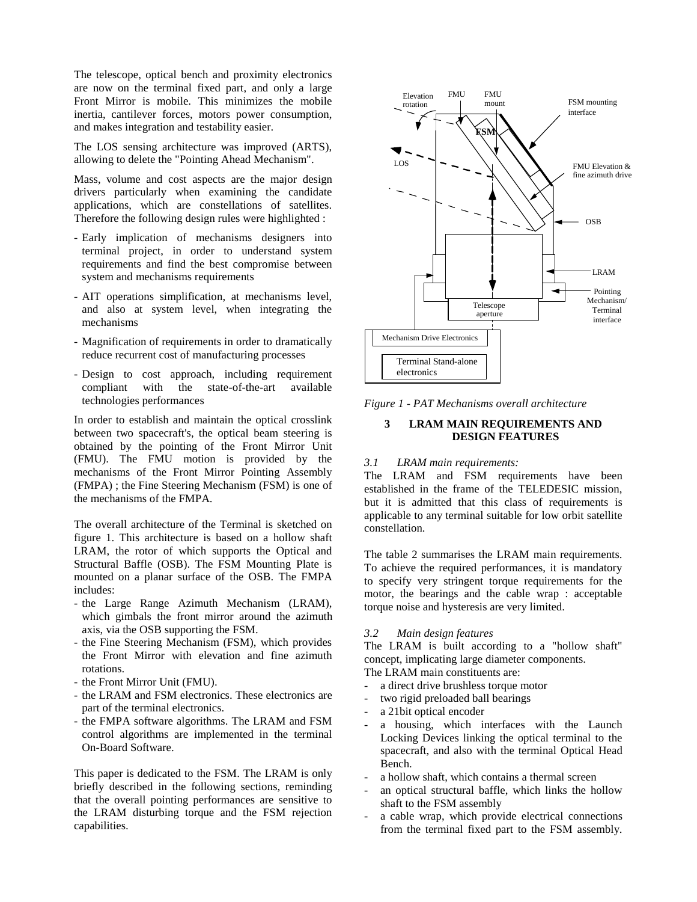The telescope, optical bench and proximity electronics are now on the terminal fixed part, and only a large Front Mirror is mobile. This minimizes the mobile inertia, cantilever forces, motors power consumption, and makes integration and testability easier.

The LOS sensing architecture was improved (ARTS), allowing to delete the "Pointing Ahead Mechanism".

Mass, volume and cost aspects are the major design drivers particularly when examining the candidate applications, which are constellations of satellites. Therefore the following design rules were highlighted :

- Early implication of mechanisms designers into terminal project, in order to understand system requirements and find the best compromise between system and mechanisms requirements
- AIT operations simplification, at mechanisms level, and also at system level, when integrating the mechanisms
- Magnification of requirements in order to dramatically reduce recurrent cost of manufacturing processes
- Design to cost approach, including requirement compliant with the state-of-the-art available technologies performances

In order to establish and maintain the optical crosslink between two spacecraft's, the optical beam steering is obtained by the pointing of the Front Mirror Unit (FMU). The FMU motion is provided by the mechanisms of the Front Mirror Pointing Assembly (FMPA) ; the Fine Steering Mechanism (FSM) is one of the mechanisms of the FMPA.

The overall architecture of the Terminal is sketched on figure 1. This architecture is based on a hollow shaft LRAM, the rotor of which supports the Optical and Structural Baffle (OSB). The FSM Mounting Plate is mounted on a planar surface of the OSB. The FMPA includes:

- the Large Range Azimuth Mechanism (LRAM), which gimbals the front mirror around the azimuth axis, via the OSB supporting the FSM.
- the Fine Steering Mechanism (FSM), which provides the Front Mirror with elevation and fine azimuth rotations.
- the Front Mirror Unit (FMU).
- the LRAM and FSM electronics. These electronics are part of the terminal electronics.
- the FMPA software algorithms. The LRAM and FSM control algorithms are implemented in the terminal On-Board Software.

This paper is dedicated to the FSM. The LRAM is only briefly described in the following sections, reminding that the overall pointing performances are sensitive to the LRAM disturbing torque and the FSM rejection capabilities.

*Figure 1 - PAT Mechanisms overall architecture*

## 3 LRAM MAIN REQUIREMENTS AND DESIGN FEATURES

### *3.1 LRAM main requirements:*

The LRAM and FSM requirements have been established in the frame of the TELEDESIC mission, but it is admitted that this class of requirements is applicable to any terminal suitable for low orbit satellite constellation.

The table 2 summarises the LRAM main requirements. To achieve the required performances, it is mandatory to specify very stringent torque requirements for the motor, the bearings and the cable wrap : acceptable torque noise and hysteresis are very limited.

### *3.2 Main design features*

The LRAM is built according to a "hollow shaft" concept, implicating large diameter components.

The LRAM main constituents are:

- a direct drive brushless torque motor
- two rigid preloaded ball bearings
- a 21bit optical encoder
- a housing, which interfaces with the Launch Locking Devices linking the optical terminal to the spacecraft, and also with the terminal Optical Head Bench.
- a hollow shaft, which contains a thermal screen
- an optical structural baffle, which links the hollow shaft to the FSM assembly
- a cable wrap, which provide electrical connections from the terminal fixed part to the FSM assembly.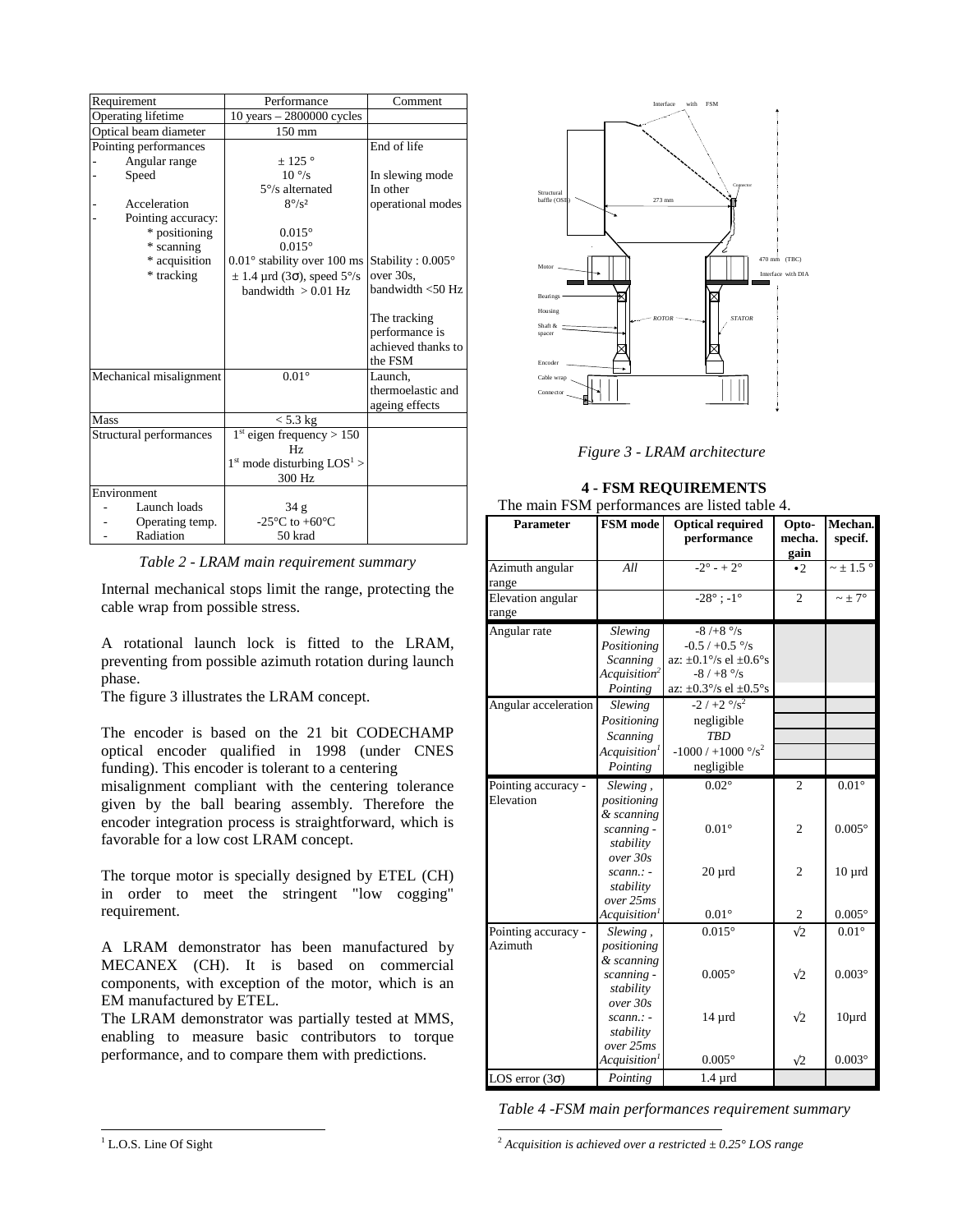| Requirement | Performance | Comment |
|---|---|---|
| Operating lifetime | 10 years – 2800000 cycles | |
| Optical beam diameter | 150 mm | |
| Pointing performances | | End of life |
| - Angular range | ± 125 ° | |
| - Speed | 10 °/s | In slewing mode |
| | 5°/s alternated | In other |
| - Acceleration | 8°/s² | operational modes |
| - Pointing accuracy: | | |
| * positioning | 0.015° | |
| * scanning | 0.015° | |
| * acquisition | 0.01° stability over 100 ms | Stability : 0.005° |
| * tracking | ± 1.4 µrd (3σ), speed 5°/s bandwidth > 0.01 Hz | over 30s, bandwidth <50 Hz<br>The tracking performance is achieved thanks to the FSM |
| Mechanical misalignment | 0.01° | Launch, thermoelastic and ageing effects |
| Mass | < 5.3 kg | |
| Structural performances | 1st eigen frequency > 150 Hz<br>1st mode disturbing LOS[1] > 300 Hz | |
| Environment | | |
| - Launch loads | 34 g | |
| - Operating temp. | -25°C to +60°C | |
| - Radiation | 50 krad | |

*Table 2 - LRAM main requirement summary*

Internal mechanical stops limit the range, protecting the cable wrap from possible stress.

A rotational launch lock is fitted to the LRAM, preventing from possible azimuth rotation during launch phase.

The figure 3 illustrates the LRAM concept.

The encoder is based on the 21 bit CODECHAMP optical encoder qualified in 1998 (under CNES funding). This encoder is tolerant to a centering misalignment compliant with the centering tolerance given by the ball bearing assembly. Therefore the encoder integration process is straightforward, which is favorable for a low cost LRAM concept.

The torque motor is specially designed by ETEL (CH) in order to meet the stringent "low cogging" requirement.

A LRAM demonstrator has been manufactured by MECANEX (CH). It is based on commercial components, with exception of the motor, which is an EM manufactured by ETEL.

The LRAM demonstrator was partially tested at MMS, enabling to measure basic contributors to torque performance, and to compare them with predictions.

*Figure 3 - LRAM architecture*

## 4 - FSM REQUIREMENTS

The main FSM performances are listed table 4.

| Parameter | FSM mode | Optical required performance | Opto-mecha. gain | Mechan. specif. |
|---|---|---|---|---|
| Azimuth angular range | *All* | -2° - + 2° | •2 | ~ ± 1.5 ° |
| Elevation angular range | | -28° ; -1° | 2 | ~ ± 7° |
| Angular rate | *Slewing* | -8 /+8 °/s | | |
| | *Positioning* | -0.5 / +0.5 °/s | | |
| | *Scanning* | az: ±0.1°/s el ±0.6°s | | |
| | *Acquisition*[2] | -8 / +8 °/s | | |
| | *Pointing* | az: ±0.3°/s el ±0.5°s | | |
| Angular acceleration | *Slewing* | -2 / +2 °/s² | | |
| | *Positioning* | negligible | | |
| | *Scanning* | *TBD* | | |
| | *Acquisition*[1] | -1000 / +1000 °/s² | | |
| | *Pointing* | negligible | | |
| Pointing accuracy - Elevation | *Slewing , positioning & scanning* | 0.02° | 2 | 0.01° |
| | *scanning - stability over 30s* | 0.01° | 2 | 0.005° |
| | *scann.: - stability over 25ms* | 20 µrd | 2 | 10 µrd |
| | *Acquisition*[1] | 0.01° | 2 | 0.005° |
| Pointing accuracy - Azimuth | *Slewing , positioning & scanning* | 0.015° | √2 | 0.01° |
| | *scanning - stability over 30s* | 0.005° | √2 | 0.003° |
| | *scann.: - stability over 25ms* | 14 µrd | √2 | 10µrd |
| | *Acquisition*[1] | 0.005° | √2 | 0.003° |
| LOS error (3σ) | *Pointing* | 1.4 µrd | | |

*Table 4 -FSM main performances requirement summary*

[1] L.O.S. Line Of Sight

[2] *Acquisition is achieved over a restricted ± 0.25° LOS range*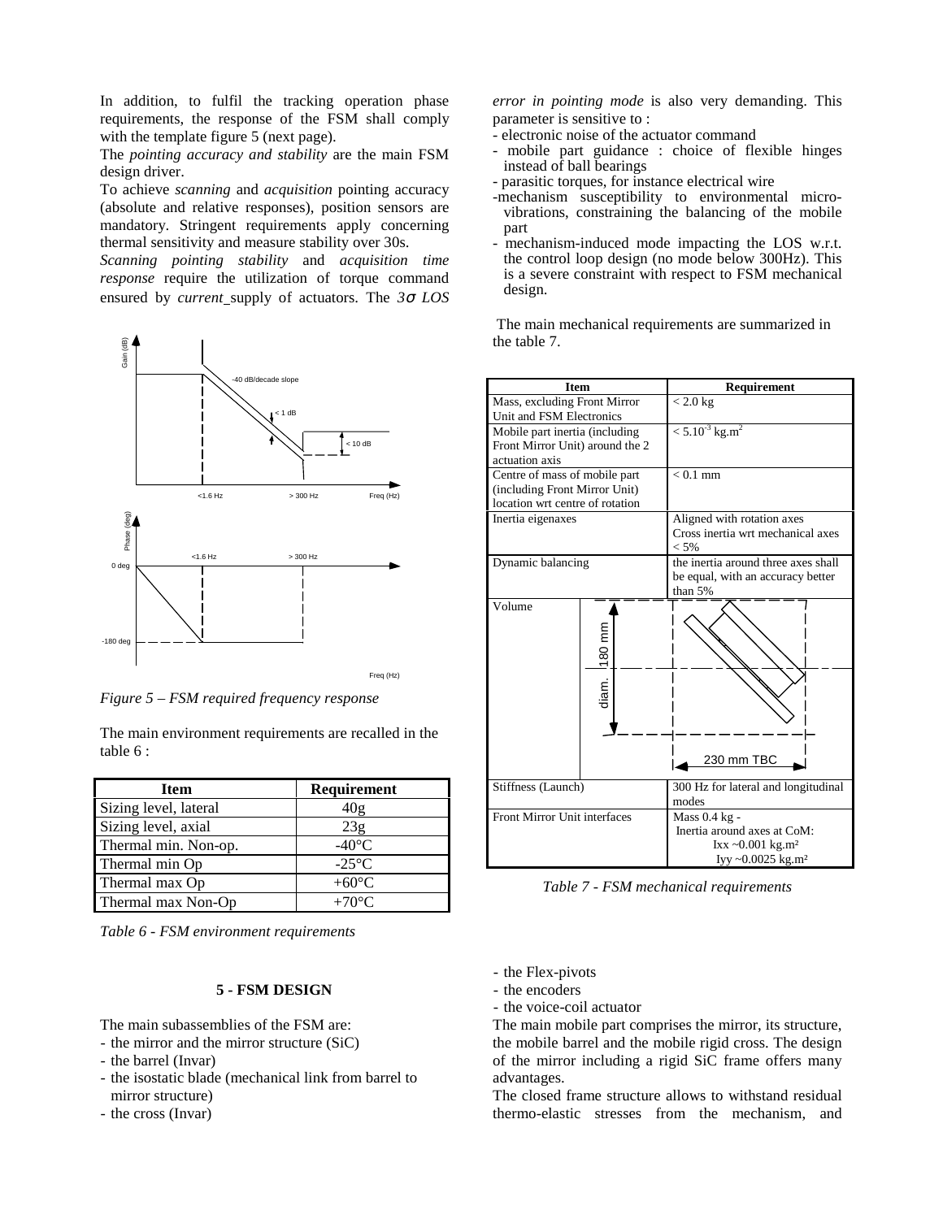In addition, to fulfil the tracking operation phase requirements, the response of the FSM shall comply with the template figure 5 (next page).

The *pointing accuracy and stability* are the main FSM design driver.

To achieve *scanning* and *acquisition* pointing accuracy (absolute and relative responses), position sensors are mandatory. Stringent requirements apply concerning thermal sensitivity and measure stability over 30s.

*Scanning pointing stability* and *acquisition time response* require the utilization of torque command ensured by *current* supply of actuators. The *3σ LOS error in pointing mode* is also very demanding. This parameter is sensitive to :

- electronic noise of the actuator command
- mobile part guidance : choice of flexible hinges instead of ball bearings
- parasitic torques, for instance electrical wire
- mechanism susceptibility to environmental micro-vibrations, constraining the balancing of the mobile part
- mechanism-induced mode impacting the LOS w.r.t. the control loop design (no mode below 300Hz). This is a severe constraint with respect to FSM mechanical design.

*Figure 5 – FSM required frequency response*

The main environment requirements are recalled in the table 6 :

| Item | Requirement |
|---|---|
| Sizing level, lateral | 40g |
| Sizing level, axial | 23g |
| Thermal min. Non-op. | -40°C |
| Thermal min Op | -25°C |
| Thermal max Op | +60°C |
| Thermal max Non-Op | +70°C |

*Table 6 - FSM environment requirements*

The main mechanical requirements are summarized in the table 7.

| Item | Requirement |
|---|---|
| Mass, excluding Front Mirror Unit and FSM Electronics | < 2.0 kg |
| Mobile part inertia (including Front Mirror Unit) around the 2 actuation axis | $< 5.10^{-3}$ kg.m$^2$ |
| Centre of mass of mobile part (including Front Mirror Unit) location wrt centre of rotation | < 0.1 mm |
| Inertia eigenaxes | Aligned with rotation axes Cross inertia wrt mechanical axes < 5% |
| Dynamic balancing | the inertia around three axes shall be equal, with an accuracy better than 5% |
| Volume | diam. 180 mm; 230 mm TBC |
| Stiffness (Launch) | 300 Hz for lateral and longitudinal modes |
| Front Mirror Unit interfaces | Mass 0.4 kg - Inertia around axes at CoM: Ixx ~0.001 kg.m² Iyy ~0.0025 kg.m² |

*Table 7 - FSM mechanical requirements*

## 5 - FSM DESIGN

The main subassemblies of the FSM are:

- the mirror and the mirror structure (SiC)
- the barrel (Invar)
- the isostatic blade (mechanical link from barrel to mirror structure)
- the cross (Invar)
- the Flex-pivots
- the encoders
- the voice-coil actuator

The main mobile part comprises the mirror, its structure, the mobile barrel and the mobile rigid cross. The design of the mirror including a rigid SiC frame offers many advantages.

The closed frame structure allows to withstand residual thermo-elastic stresses from the mechanism, and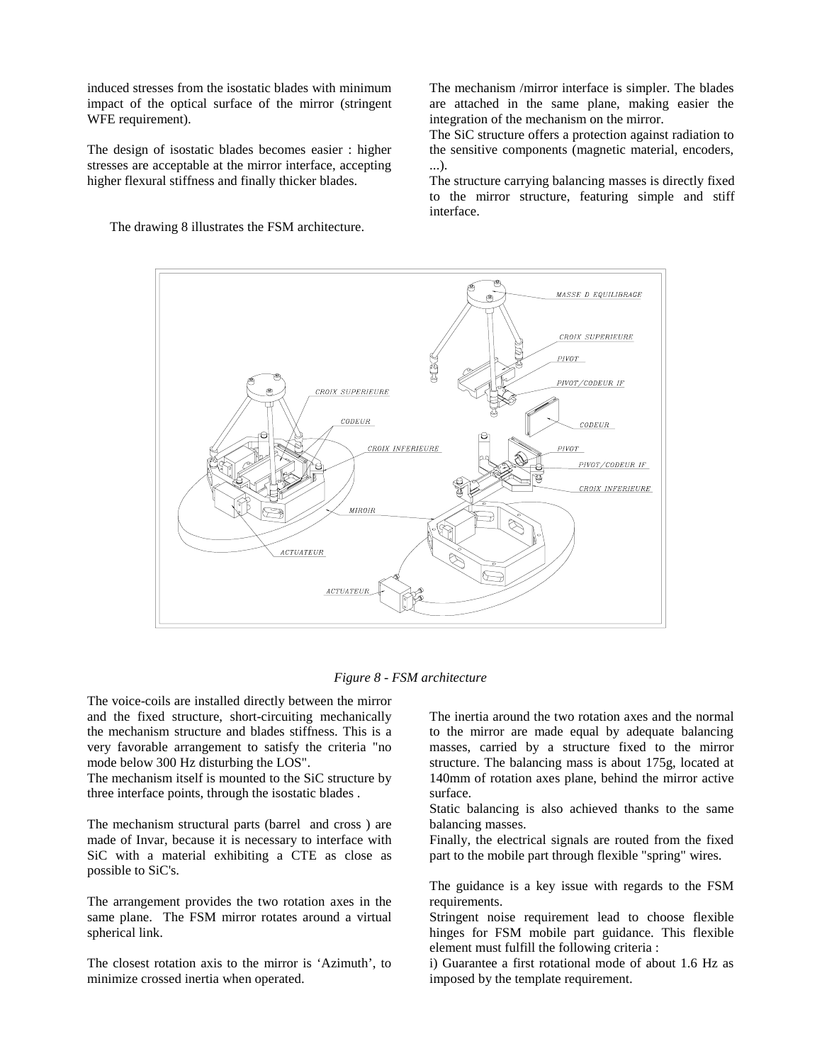induced stresses from the isostatic blades with minimum impact of the optical surface of the mirror (stringent WFE requirement).

The design of isostatic blades becomes easier : higher stresses are acceptable at the mirror interface, accepting higher flexural stiffness and finally thicker blades.

The drawing 8 illustrates the FSM architecture.

The mechanism /mirror interface is simpler. The blades are attached in the same plane, making easier the integration of the mechanism on the mirror.

The SiC structure offers a protection against radiation to the sensitive components (magnetic material, encoders, ...).

The structure carrying balancing masses is directly fixed to the mirror structure, featuring simple and stiff interface.

*Figure 8 - FSM architecture*

The voice-coils are installed directly between the mirror and the fixed structure, short-circuiting mechanically the mechanism structure and blades stiffness. This is a very favorable arrangement to satisfy the criteria "no mode below 300 Hz disturbing the LOS".

The mechanism itself is mounted to the SiC structure by three interface points, through the isostatic blades .

The mechanism structural parts (barrel and cross ) are made of Invar, because it is necessary to interface with SiC with a material exhibiting a CTE as close as possible to SiC's.

The arrangement provides the two rotation axes in the same plane. The FSM mirror rotates around a virtual spherical link.

The closest rotation axis to the mirror is 'Azimuth', to minimize crossed inertia when operated.

The inertia around the two rotation axes and the normal to the mirror are made equal by adequate balancing masses, carried by a structure fixed to the mirror structure. The balancing mass is about 175g, located at 140mm of rotation axes plane, behind the mirror active surface.

Static balancing is also achieved thanks to the same balancing masses.

Finally, the electrical signals are routed from the fixed part to the mobile part through flexible "spring" wires.

The guidance is a key issue with regards to the FSM requirements.

Stringent noise requirement lead to choose flexible hinges for FSM mobile part guidance. This flexible element must fulfill the following criteria :

i) Guarantee a first rotational mode of about 1.6 Hz as imposed by the template requirement.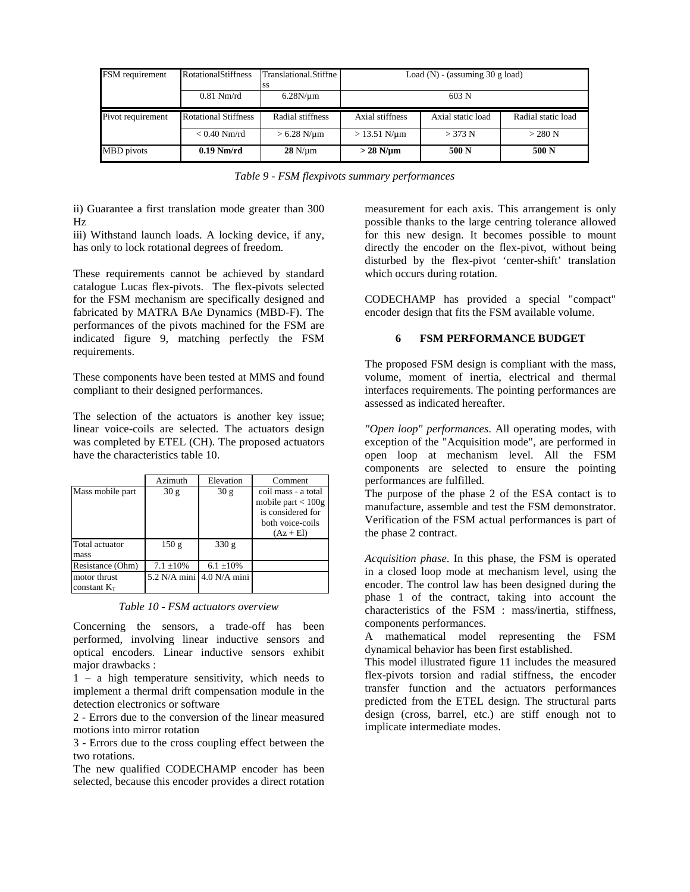| FSM requirement | RotationalStiffness | Translational.Stiffness | Load (N) - (assuming 30 g load) | | |
| --- | --- | --- | --- | --- | --- |
| | 0.81 Nm/rd | 6.28N/µm | 603 N | | |
| Pivot requirement | Rotational Stiffness | Radial stiffness | Axial stiffness | Axial static load | Radial static load |
| | < 0.40 Nm/rd | > 6.28 N/µm | > 13.51 N/µm | > 373 N | > 280 N |
| MBD pivots | **0.19 Nm/rd** | **28** N/µm | **> 28 N/µm** | **500 N** | **500 N** |

*Table 9 - FSM flexpivots summary performances*

ii) Guarantee a first translation mode greater than 300 Hz

iii) Withstand launch loads. A locking device, if any, has only to lock rotational degrees of freedom.

These requirements cannot be achieved by standard catalogue Lucas flex-pivots. The flex-pivots selected for the FSM mechanism are specifically designed and fabricated by MATRA BAe Dynamics (MBD-F). The performances of the pivots machined for the FSM are indicated figure 9, matching perfectly the FSM requirements.

These components have been tested at MMS and found compliant to their designed performances.

The selection of the actuators is another key issue; linear voice-coils are selected. The actuators design was completed by ETEL (CH). The proposed actuators have the characteristics table 10.

| | Azimuth | Elevation | Comment |
| --- | --- | --- | --- |
| Mass mobile part | 30 g | 30 g | coil mass - a total mobile part < 100g is considered for both voice-coils (Az + El) |
| Total actuator mass | 150 g | 330 g | |
| Resistance (Ohm) | 7.1 ±10% | 6.1 ±10% | |
| motor thrust constant $K_T$ | 5.2 N/A mini | 4.0 N/A mini | |

*Table 10 - FSM actuators overview*

Concerning the sensors, a trade-off has been performed, involving linear inductive sensors and optical encoders. Linear inductive sensors exhibit major drawbacks :

1 – a high temperature sensitivity, which needs to implement a thermal drift compensation module in the detection electronics or software

2 - Errors due to the conversion of the linear measured motions into mirror rotation

3 - Errors due to the cross coupling effect between the two rotations.

The new qualified CODECHAMP encoder has been selected, because this encoder provides a direct rotation measurement for each axis. This arrangement is only possible thanks to the large centring tolerance allowed for this new design. It becomes possible to mount directly the encoder on the flex-pivot, without being disturbed by the flex-pivot 'center-shift' translation which occurs during rotation.

CODECHAMP has provided a special "compact" encoder design that fits the FSM available volume.

## 6 FSM PERFORMANCE BUDGET

The proposed FSM design is compliant with the mass, volume, moment of inertia, electrical and thermal interfaces requirements. The pointing performances are assessed as indicated hereafter.

*"Open loop" performances*. All operating modes, with exception of the "Acquisition mode", are performed in open loop at mechanism level. All the FSM components are selected to ensure the pointing performances are fulfilled.

The purpose of the phase 2 of the ESA contact is to manufacture, assemble and test the FSM demonstrator. Verification of the FSM actual performances is part of the phase 2 contract.

*Acquisition phase*. In this phase, the FSM is operated in a closed loop mode at mechanism level, using the encoder. The control law has been designed during the phase 1 of the contract, taking into account the characteristics of the FSM : mass/inertia, stiffness, components performances.

A mathematical model representing the FSM dynamical behavior has been first established.

This model illustrated figure 11 includes the measured flex-pivots torsion and radial stiffness, the encoder transfer function and the actuators performances predicted from the ETEL design. The structural parts design (cross, barrel, etc.) are stiff enough not to implicate intermediate modes.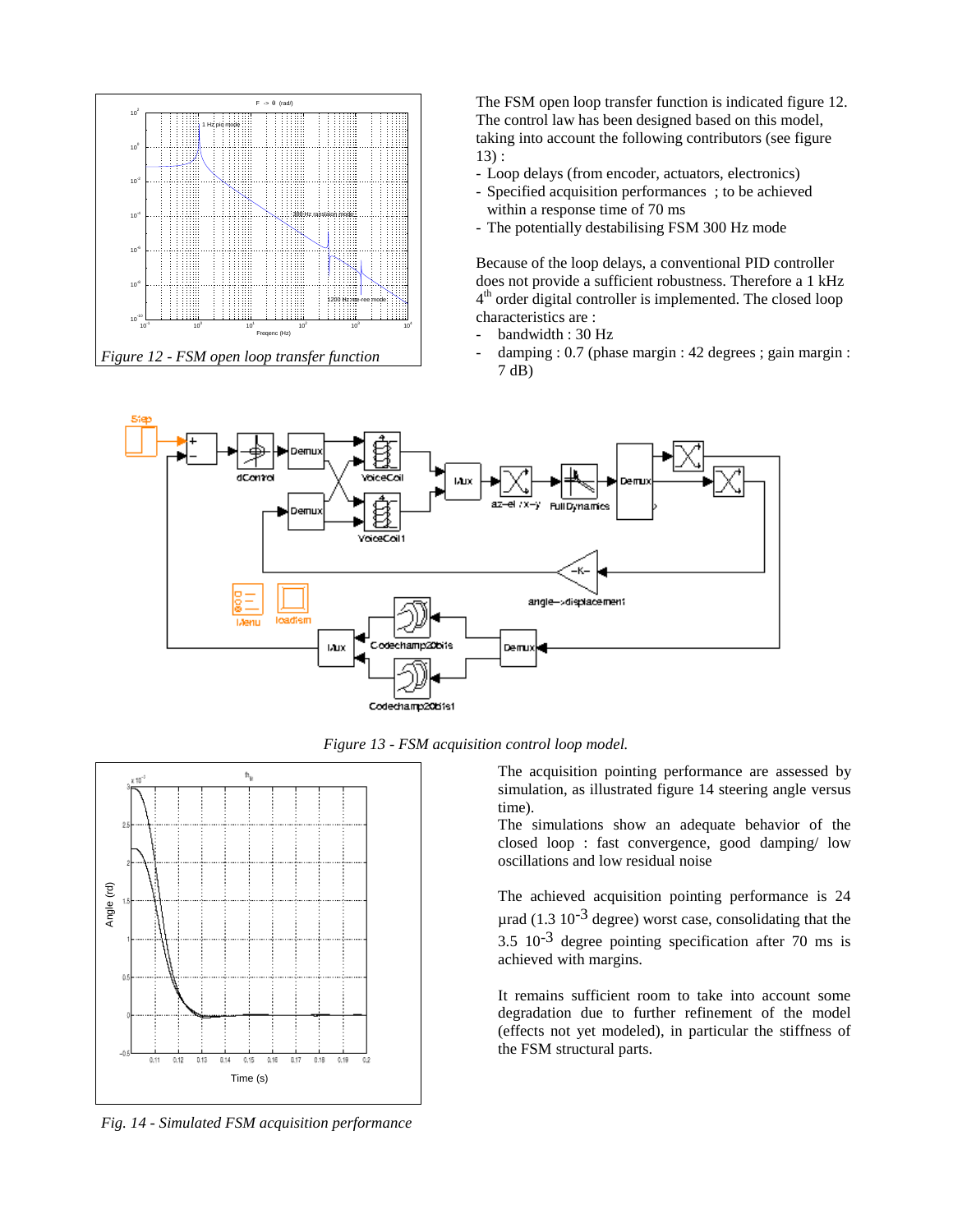Figure 12 - FSM open loop transfer function

The FSM open loop transfer function is indicated figure 12. The control law has been designed based on this model, taking into account the following contributors (see figure 13) :

- Loop delays (from encoder, actuators, electronics)
- Specified acquisition performances ; to be achieved within a response time of 70 ms
- The potentially destabilising FSM 300 Hz mode

Because of the loop delays, a conventional PID controller does not provide a sufficient robustness. Therefore a 1 kHz $4^{th}$ order digital controller is implemented. The closed loop characteristics are :

- bandwidth : 30 Hz
- damping : 0.7 (phase margin : 42 degrees ; gain margin : 7 dB)

Figure 13 - FSM acquisition control loop model.

Fig. 14 - Simulated FSM acquisition performance

The acquisition pointing performance are assessed by simulation, as illustrated figure 14 steering angle versus time).

The simulations show an adequate behavior of the closed loop : fast convergence, good damping/ low oscillations and low residual noise

The achieved acquisition pointing performance is 24 µrad (1.3 $10^{-3}$ degree) worst case, consolidating that the 3.5 $10^{-3}$ degree pointing specification after 70 ms is achieved with margins.

It remains sufficient room to take into account some degradation due to further refinement of the model (effects not yet modeled), in particular the stiffness of the FSM structural parts.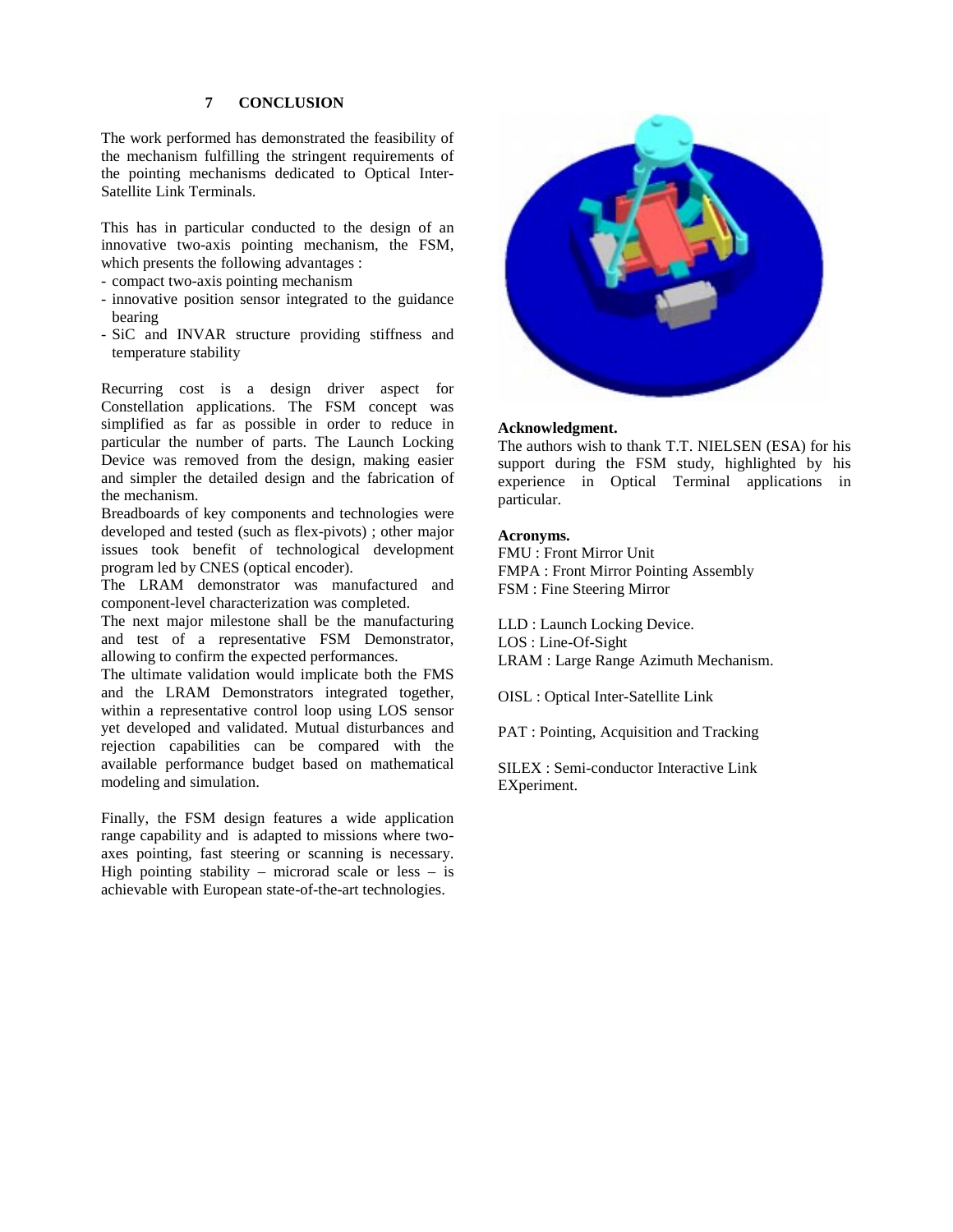## 7 CONCLUSION

The work performed has demonstrated the feasibility of the mechanism fulfilling the stringent requirements of the pointing mechanisms dedicated to Optical Inter-Satellite Link Terminals.

This has in particular conducted to the design of an innovative two-axis pointing mechanism, the FSM, which presents the following advantages :

- compact two-axis pointing mechanism
- innovative position sensor integrated to the guidance bearing
- SiC and INVAR structure providing stiffness and temperature stability

Recurring cost is a design driver aspect for Constellation applications. The FSM concept was simplified as far as possible in order to reduce in particular the number of parts. The Launch Locking Device was removed from the design, making easier and simpler the detailed design and the fabrication of the mechanism.

Breadboards of key components and technologies were developed and tested (such as flex-pivots) ; other major issues took benefit of technological development program led by CNES (optical encoder).

The LRAM demonstrator was manufactured and component-level characterization was completed.

The next major milestone shall be the manufacturing and test of a representative FSM Demonstrator, allowing to confirm the expected performances.

The ultimate validation would implicate both the FMS and the LRAM Demonstrators integrated together, within a representative control loop using LOS sensor yet developed and validated. Mutual disturbances and rejection capabilities can be compared with the available performance budget based on mathematical modeling and simulation.

Finally, the FSM design features a wide application range capability and is adapted to missions where two-axes pointing, fast steering or scanning is necessary. High pointing stability – microrad scale or less – is achievable with European state-of-the-art technologies.

**Acknowledgment.**

The authors wish to thank T.T. NIELSEN (ESA) for his support during the FSM study, highlighted by his experience in Optical Terminal applications in particular.

**Acronyms.**

FMU : Front Mirror Unit
FMPA : Front Mirror Pointing Assembly
FSM : Fine Steering Mirror

LLD : Launch Locking Device.
LOS : Line-Of-Sight
LRAM : Large Range Azimuth Mechanism.

OISL : Optical Inter-Satellite Link

PAT : Pointing, Acquisition and Tracking

SILEX : Semi-conductor Interactive Link EXperiment.